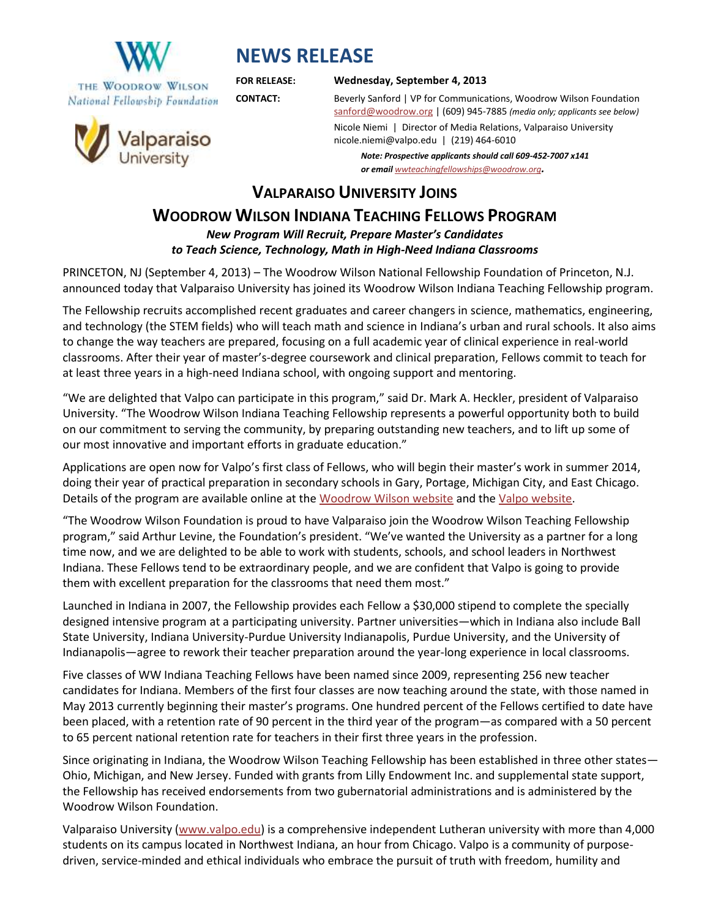THE WOODROW WILSON
*National Fellowship Foundation*

Valparaiso University

# NEWS RELEASE

**FOR RELEASE:** **Wednesday, September 4, 2013**

**CONTACT:** Beverly Sanford | VP for Communications, Woodrow Wilson Foundation
sanford@woodrow.org | (609) 945-7885 *(media only; applicants see below)*

Nicole Niemi | Director of Media Relations, Valparaiso University
nicole.niemi@valpo.edu | (219) 464-6010

***Note: Prospective applicants should call 609-452-7007 x141 or email wwteachingfellowships@woodrow.org.***

## VALPARAISO UNIVERSITY JOINS WOODROW WILSON INDIANA TEACHING FELLOWS PROGRAM

***New Program Will Recruit, Prepare Master's Candidates to Teach Science, Technology, Math in High-Need Indiana Classrooms***

PRINCETON, NJ (September 4, 2013) – The Woodrow Wilson National Fellowship Foundation of Princeton, N.J. announced today that Valparaiso University has joined its Woodrow Wilson Indiana Teaching Fellowship program.

The Fellowship recruits accomplished recent graduates and career changers in science, mathematics, engineering, and technology (the STEM fields) who will teach math and science in Indiana's urban and rural schools. It also aims to change the way teachers are prepared, focusing on a full academic year of clinical experience in real-world classrooms. After their year of master's-degree coursework and clinical preparation, Fellows commit to teach for at least three years in a high-need Indiana school, with ongoing support and mentoring.

"We are delighted that Valpo can participate in this program," said Dr. Mark A. Heckler, president of Valparaiso University. "The Woodrow Wilson Indiana Teaching Fellowship represents a powerful opportunity both to build on our commitment to serving the community, by preparing outstanding new teachers, and to lift up some of our most innovative and important efforts in graduate education."

Applications are open now for Valpo's first class of Fellows, who will begin their master's work in summer 2014, doing their year of practical preparation in secondary schools in Gary, Portage, Michigan City, and East Chicago. Details of the program are available online at the Woodrow Wilson website and the Valpo website.

"The Woodrow Wilson Foundation is proud to have Valparaiso join the Woodrow Wilson Teaching Fellowship program," said Arthur Levine, the Foundation's president. "We've wanted the University as a partner for a long time now, and we are delighted to be able to work with students, schools, and school leaders in Northwest Indiana. These Fellows tend to be extraordinary people, and we are confident that Valpo is going to provide them with excellent preparation for the classrooms that need them most."

Launched in Indiana in 2007, the Fellowship provides each Fellow a $30,000 stipend to complete the specially designed intensive program at a participating university. Partner universities—which in Indiana also include Ball State University, Indiana University-Purdue University Indianapolis, Purdue University, and the University of Indianapolis—agree to rework their teacher preparation around the year-long experience in local classrooms.

Five classes of WW Indiana Teaching Fellows have been named since 2009, representing 256 new teacher candidates for Indiana. Members of the first four classes are now teaching around the state, with those named in May 2013 currently beginning their master's programs. One hundred percent of the Fellows certified to date have been placed, with a retention rate of 90 percent in the third year of the program—as compared with a 50 percent to 65 percent national retention rate for teachers in their first three years in the profession.

Since originating in Indiana, the Woodrow Wilson Teaching Fellowship has been established in three other states—Ohio, Michigan, and New Jersey. Funded with grants from Lilly Endowment Inc. and supplemental state support, the Fellowship has received endorsements from two gubernatorial administrations and is administered by the Woodrow Wilson Foundation.

Valparaiso University (www.valpo.edu) is a comprehensive independent Lutheran university with more than 4,000 students on its campus located in Northwest Indiana, an hour from Chicago. Valpo is a community of purpose-driven, service-minded and ethical individuals who embrace the pursuit of truth with freedom, humility and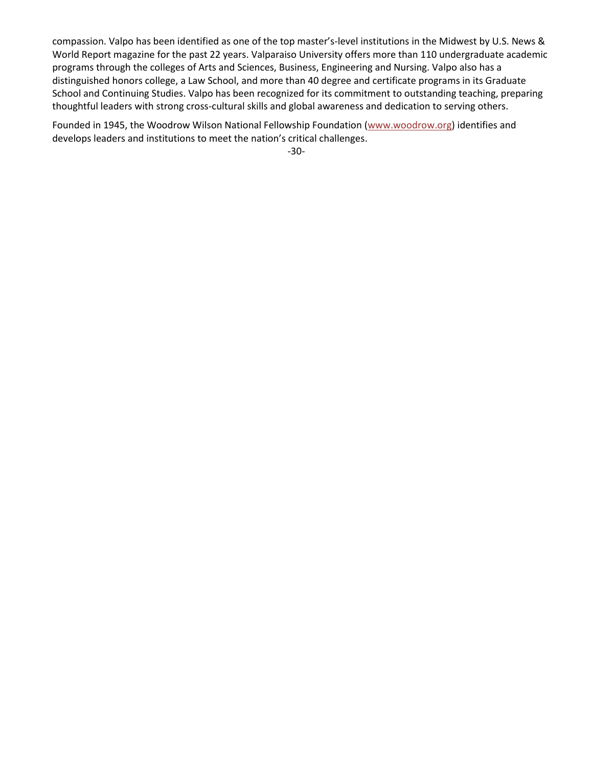compassion. Valpo has been identified as one of the top master's-level institutions in the Midwest by U.S. News & World Report magazine for the past 22 years. Valparaiso University offers more than 110 undergraduate academic programs through the colleges of Arts and Sciences, Business, Engineering and Nursing. Valpo also has a distinguished honors college, a Law School, and more than 40 degree and certificate programs in its Graduate School and Continuing Studies. Valpo has been recognized for its commitment to outstanding teaching, preparing thoughtful leaders with strong cross-cultural skills and global awareness and dedication to serving others.

Founded in 1945, the Woodrow Wilson National Fellowship Foundation (www.woodrow.org) identifies and develops leaders and institutions to meet the nation's critical challenges.

-30-